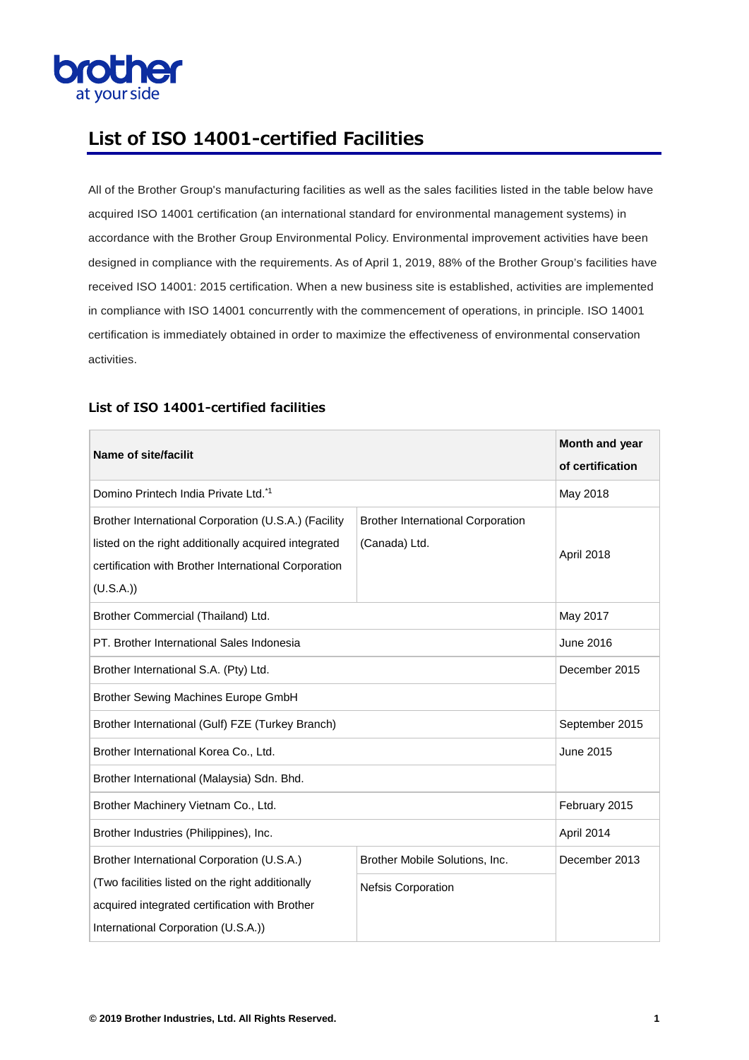# List of ISO 14001-certified Facilities

All of the Brother Group's manufacturing facilities as well as the sales facilities listed in the table below have acquired ISO 14001 certification (an international standard for environmental management systems) in accordance with the Brother Group Environmental Policy. Environmental improvement activities have been designed in compliance with the requirements. As of April 1, 2019, 88% of the Brother Group's facilities have received ISO 14001: 2015 certification. When a new business site is established, activities are implemented in compliance with ISO 14001 concurrently with the commencement of operations, in principle. ISO 14001 certification is immediately obtained in order to maximize the effectiveness of environmental conservation activities.

## List of ISO 14001-certified facilities

| Name of site/facilit | | Month and year of certification |
|---|---|---|
| Domino Printech India Private Ltd.[*1] | | May 2018 |
| Brother International Corporation (U.S.A.) (Facility listed on the right additionally acquired integrated certification with Brother International Corporation (U.S.A.)) | Brother International Corporation (Canada) Ltd. | April 2018 |
| Brother Commercial (Thailand) Ltd. | | May 2017 |
| PT. Brother International Sales Indonesia | | June 2016 |
| Brother International S.A. (Pty) Ltd. | | December 2015 |
| Brother Sewing Machines Europe GmbH | | |
| Brother International (Gulf) FZE (Turkey Branch) | | September 2015 |
| Brother International Korea Co., Ltd. | | June 2015 |
| Brother International (Malaysia) Sdn. Bhd. | | |
| Brother Machinery Vietnam Co., Ltd. | | February 2015 |
| Brother Industries (Philippines), Inc. | | April 2014 |
| Brother International Corporation (U.S.A.) (Two facilities listed on the right additionally acquired integrated certification with Brother International Corporation (U.S.A.)) | Brother Mobile Solutions, Inc. | December 2013 |
| | Nefsis Corporation | |

© 2019 Brother Industries, Ltd. All Rights Reserved.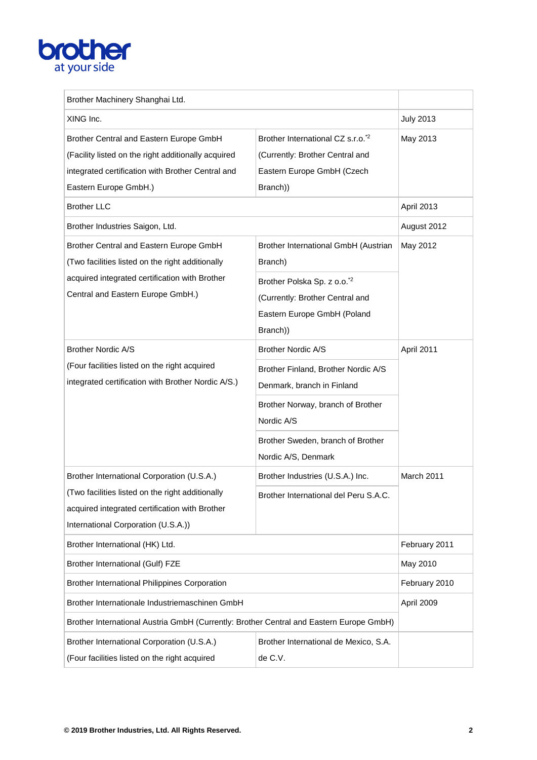| | | |
|---|---|---|
| Brother Machinery Shanghai Ltd. | | |
| XING Inc. | | July 2013 |
| Brother Central and Eastern Europe GmbH (Facility listed on the right additionally acquired integrated certification with Brother Central and Eastern Europe GmbH.) | Brother International CZ s.r.o.[*2] (Currently: Brother Central and Eastern Europe GmbH (Czech Branch)) | May 2013 |
| Brother LLC | | April 2013 |
| Brother Industries Saigon, Ltd. | | August 2012 |
| Brother Central and Eastern Europe GmbH (Two facilities listed on the right additionally acquired integrated certification with Brother Central and Eastern Europe GmbH.) | Brother International GmbH (Austrian Branch) | May 2012 |
| | Brother Polska Sp. z o.o.[*2] (Currently: Brother Central and Eastern Europe GmbH (Poland Branch)) | |
| Brother Nordic A/S (Four facilities listed on the right acquired integrated certification with Brother Nordic A/S.) | Brother Nordic A/S | April 2011 |
| | Brother Finland, Brother Nordic A/S Denmark, branch in Finland | |
| | Brother Norway, branch of Brother Nordic A/S | |
| | Brother Sweden, branch of Brother Nordic A/S, Denmark | |
| Brother International Corporation (U.S.A.) (Two facilities listed on the right additionally acquired integrated certification with Brother International Corporation (U.S.A.)) | Brother Industries (U.S.A.) Inc. | March 2011 |
| | Brother International del Peru S.A.C. | |
| Brother International (HK) Ltd. | | February 2011 |
| Brother International (Gulf) FZE | | May 2010 |
| Brother International Philippines Corporation | | February 2010 |
| Brother Internationale Industriemaschinen GmbH | | April 2009 |
| Brother International Austria GmbH (Currently: Brother Central and Eastern Europe GmbH) | | |
| Brother International Corporation (U.S.A.) (Four facilities listed on the right acquired | Brother International de Mexico, S.A. de C.V. | |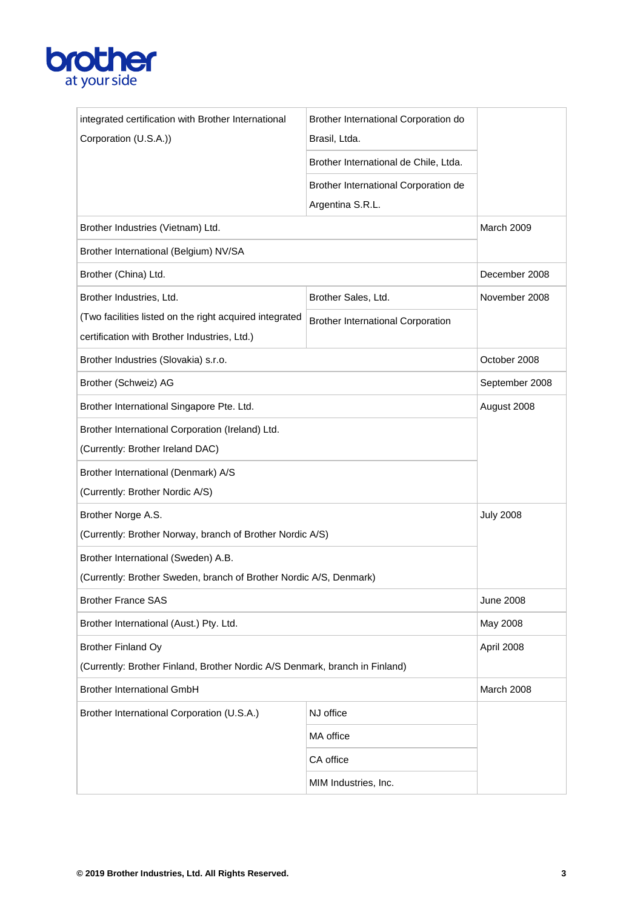| | | |
|---|---|---|
| integrated certification with Brother International Corporation (U.S.A.)) | Brother International Corporation do Brasil, Ltda. | |
| | Brother International de Chile, Ltda. | |
| | Brother International Corporation de Argentina S.R.L. | |
| Brother Industries (Vietnam) Ltd. | | March 2009 |
| Brother International (Belgium) NV/SA | | |
| Brother (China) Ltd. | | December 2008 |
| Brother Industries, Ltd. (Two facilities listed on the right acquired integrated certification with Brother Industries, Ltd.) | Brother Sales, Ltd. | November 2008 |
| | Brother International Corporation | |
| Brother Industries (Slovakia) s.r.o. | | October 2008 |
| Brother (Schweiz) AG | | September 2008 |
| Brother International Singapore Pte. Ltd. | | August 2008 |
| Brother International Corporation (Ireland) Ltd. (Currently: Brother Ireland DAC) | | |
| Brother International (Denmark) A/S (Currently: Brother Nordic A/S) | | |
| Brother Norge A.S. (Currently: Brother Norway, branch of Brother Nordic A/S) | | July 2008 |
| Brother International (Sweden) A.B. (Currently: Brother Sweden, branch of Brother Nordic A/S, Denmark) | | |
| Brother France SAS | | June 2008 |
| Brother International (Aust.) Pty. Ltd. | | May 2008 |
| Brother Finland Oy (Currently: Brother Finland, Brother Nordic A/S Denmark, branch in Finland) | | April 2008 |
| Brother International GmbH | | March 2008 |
| Brother International Corporation (U.S.A.) | NJ office | |
| | MA office | |
| | CA office | |
| | MIM Industries, Inc. | |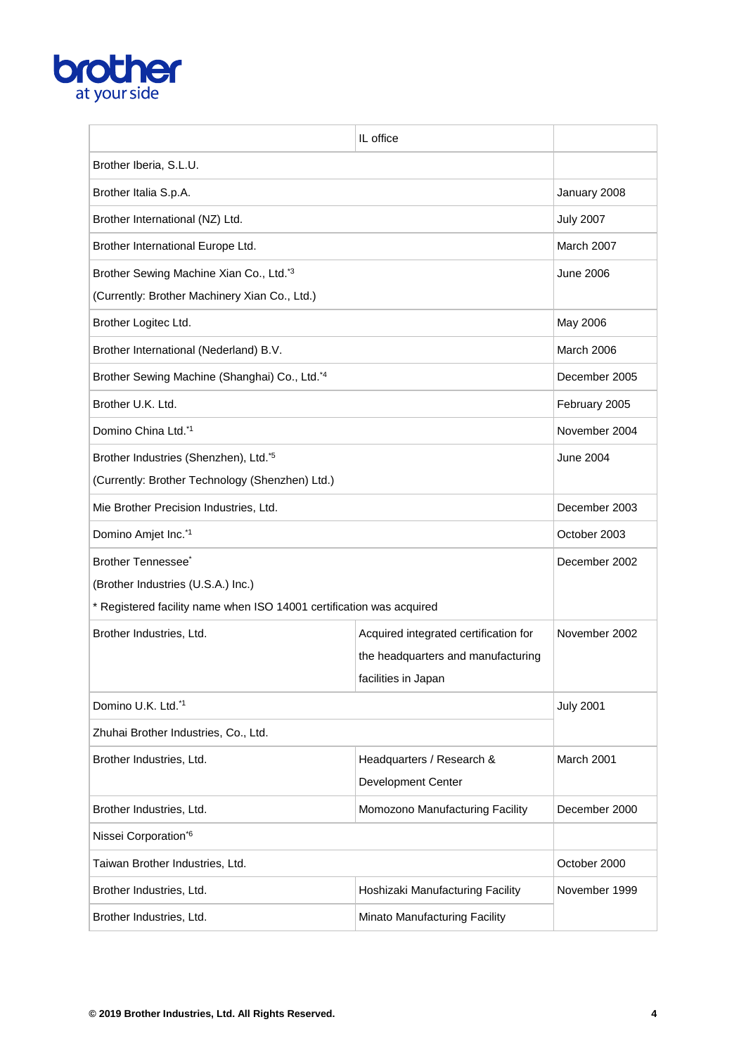| | | |
|---|---|---|
| | IL office | |
| Brother Iberia, S.L.U. | | |
| Brother Italia S.p.A. | | January 2008 |
| Brother International (NZ) Ltd. | | July 2007 |
| Brother International Europe Ltd. | | March 2007 |
| Brother Sewing Machine Xian Co., Ltd.[*3] (Currently: Brother Machinery Xian Co., Ltd.) | | June 2006 |
| Brother Logitec Ltd. | | May 2006 |
| Brother International (Nederland) B.V. | | March 2006 |
| Brother Sewing Machine (Shanghai) Co., Ltd.[*4] | | December 2005 |
| Brother U.K. Ltd. | | February 2005 |
| Domino China Ltd.[*1] | | November 2004 |
| Brother Industries (Shenzhen), Ltd.[*5] (Currently: Brother Technology (Shenzhen) Ltd.) | | June 2004 |
| Mie Brother Precision Industries, Ltd. | | December 2003 |
| Domino Amjet Inc.[*1] | | October 2003 |
| Brother Tennessee[*] (Brother Industries (U.S.A.) Inc.) * Registered facility name when ISO 14001 certification was acquired | | December 2002 |
| Brother Industries, Ltd. | Acquired integrated certification for the headquarters and manufacturing facilities in Japan | November 2002 |
| Domino U.K. Ltd.[*1] | | July 2001 |
| Zhuhai Brother Industries, Co., Ltd. | | |
| Brother Industries, Ltd. | Headquarters / Research & Development Center | March 2001 |
| Brother Industries, Ltd. | Momozono Manufacturing Facility | December 2000 |
| Nissei Corporation[*6] | | |
| Taiwan Brother Industries, Ltd. | | October 2000 |
| Brother Industries, Ltd. | Hoshizaki Manufacturing Facility | November 1999 |
| Brother Industries, Ltd. | Minato Manufacturing Facility | |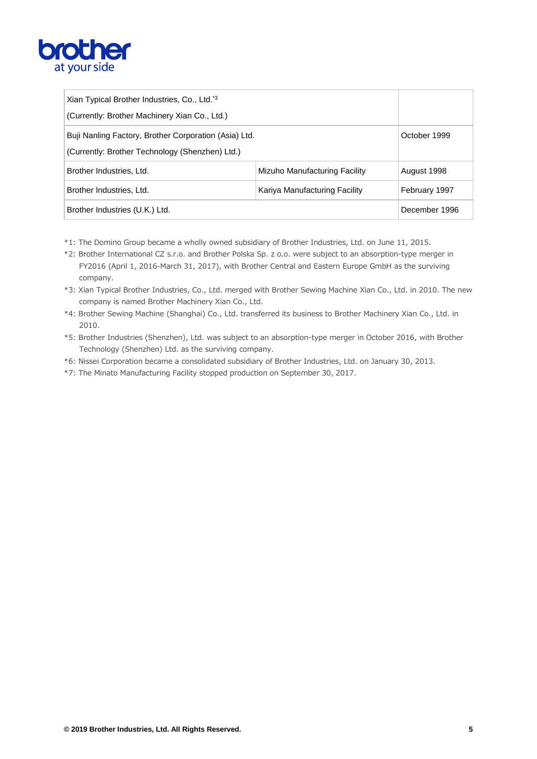| | | |
|---|---|---|
| Xian Typical Brother Industries, Co., Ltd.[*3] (Currently: Brother Machinery Xian Co., Ltd.) | | |
| Buji Nanling Factory, Brother Corporation (Asia) Ltd. (Currently: Brother Technology (Shenzhen) Ltd.) | | October 1999 |
| Brother Industries, Ltd. | Mizuho Manufacturing Facility | August 1998 |
| Brother Industries, Ltd. | Kariya Manufacturing Facility | February 1997 |
| Brother Industries (U.K.) Ltd. | | December 1996 |

*1: The Domino Group became a wholly owned subsidiary of Brother Industries, Ltd. on June 11, 2015.

*2: Brother International CZ s.r.o. and Brother Polska Sp. z o.o. were subject to an absorption-type merger in FY2016 (April 1, 2016-March 31, 2017), with Brother Central and Eastern Europe GmbH as the surviving company.

*3: Xian Typical Brother Industries, Co., Ltd. merged with Brother Sewing Machine Xian Co., Ltd. in 2010. The new company is named Brother Machinery Xian Co., Ltd.

*4: Brother Sewing Machine (Shanghai) Co., Ltd. transferred its business to Brother Machinery Xian Co., Ltd. in 2010.

*5: Brother Industries (Shenzhen), Ltd. was subject to an absorption-type merger in October 2016, with Brother Technology (Shenzhen) Ltd. as the surviving company.

*6: Nissei Corporation became a consolidated subsidiary of Brother Industries, Ltd. on January 30, 2013.

*7: The Minato Manufacturing Facility stopped production on September 30, 2017.